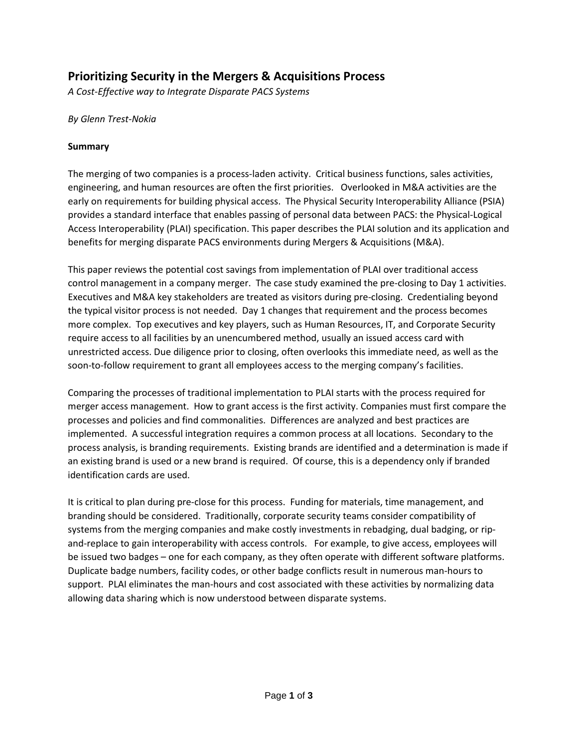# Prioritizing Security in the Mergers & Acquisitions Process

*A Cost-Effective way to Integrate Disparate PACS Systems*

*By Glenn Trest-Nokia*

**Summary**

The merging of two companies is a process-laden activity. Critical business functions, sales activities, engineering, and human resources are often the first priorities. Overlooked in M&A activities are the early on requirements for building physical access. The Physical Security Interoperability Alliance (PSIA) provides a standard interface that enables passing of personal data between PACS: the Physical-Logical Access Interoperability (PLAI) specification. This paper describes the PLAI solution and its application and benefits for merging disparate PACS environments during Mergers & Acquisitions (M&A).

This paper reviews the potential cost savings from implementation of PLAI over traditional access control management in a company merger. The case study examined the pre-closing to Day 1 activities. Executives and M&A key stakeholders are treated as visitors during pre-closing. Credentialing beyond the typical visitor process is not needed. Day 1 changes that requirement and the process becomes more complex. Top executives and key players, such as Human Resources, IT, and Corporate Security require access to all facilities by an unencumbered method, usually an issued access card with unrestricted access. Due diligence prior to closing, often overlooks this immediate need, as well as the soon-to-follow requirement to grant all employees access to the merging company's facilities.

Comparing the processes of traditional implementation to PLAI starts with the process required for merger access management. How to grant access is the first activity. Companies must first compare the processes and policies and find commonalities. Differences are analyzed and best practices are implemented. A successful integration requires a common process at all locations. Secondary to the process analysis, is branding requirements. Existing brands are identified and a determination is made if an existing brand is used or a new brand is required. Of course, this is a dependency only if branded identification cards are used.

It is critical to plan during pre-close for this process. Funding for materials, time management, and branding should be considered. Traditionally, corporate security teams consider compatibility of systems from the merging companies and make costly investments in rebadging, dual badging, or rip-and-replace to gain interoperability with access controls. For example, to give access, employees will be issued two badges – one for each company, as they often operate with different software platforms. Duplicate badge numbers, facility codes, or other badge conflicts result in numerous man-hours to support. PLAI eliminates the man-hours and cost associated with these activities by normalizing data allowing data sharing which is now understood between disparate systems.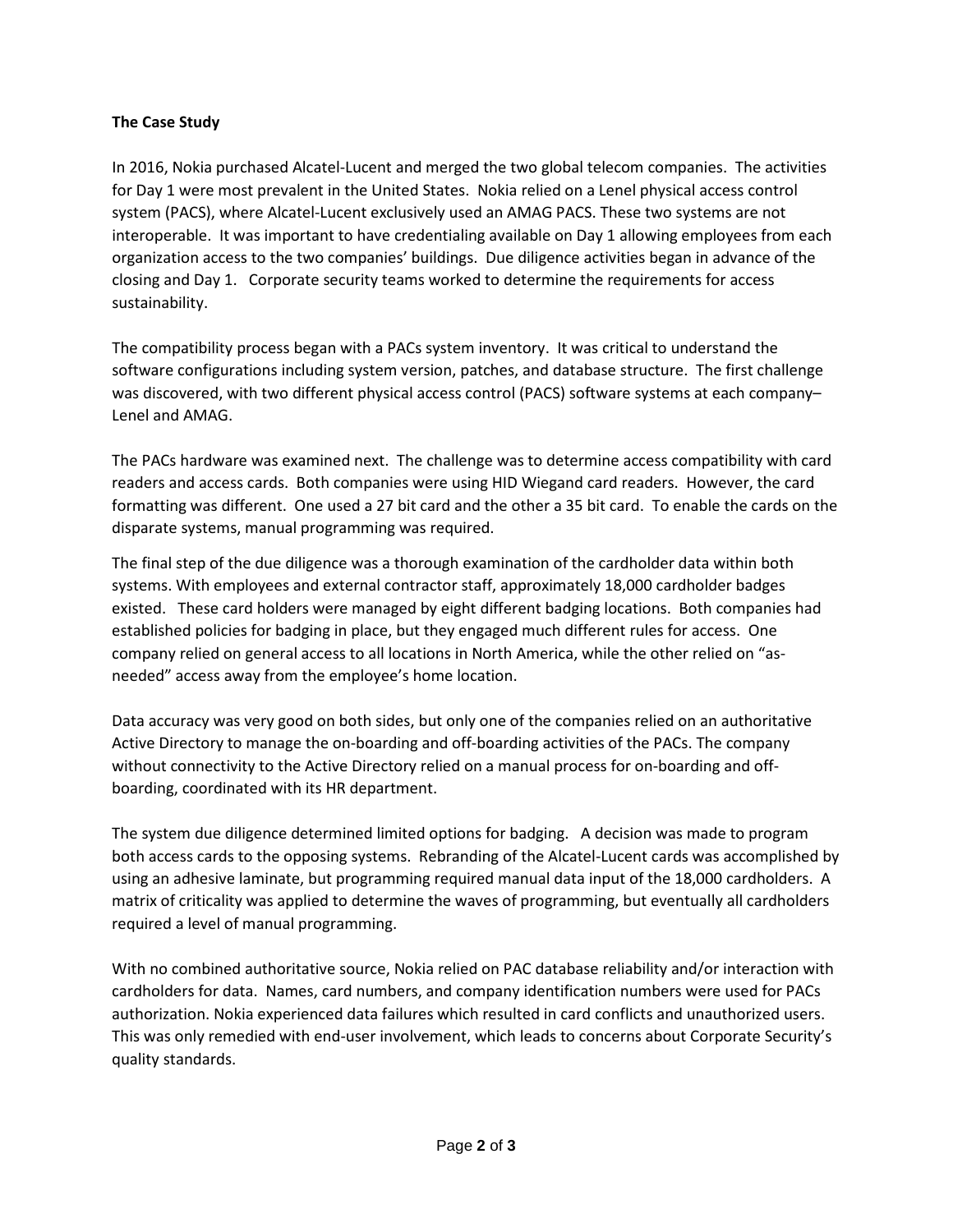**The Case Study**

In 2016, Nokia purchased Alcatel-Lucent and merged the two global telecom companies. The activities for Day 1 were most prevalent in the United States. Nokia relied on a Lenel physical access control system (PACS), where Alcatel-Lucent exclusively used an AMAG PACS. These two systems are not interoperable. It was important to have credentialing available on Day 1 allowing employees from each organization access to the two companies' buildings. Due diligence activities began in advance of the closing and Day 1. Corporate security teams worked to determine the requirements for access sustainability.

The compatibility process began with a PACs system inventory. It was critical to understand the software configurations including system version, patches, and database structure. The first challenge was discovered, with two different physical access control (PACS) software systems at each company– Lenel and AMAG.

The PACs hardware was examined next. The challenge was to determine access compatibility with card readers and access cards. Both companies were using HID Wiegand card readers. However, the card formatting was different. One used a 27 bit card and the other a 35 bit card. To enable the cards on the disparate systems, manual programming was required.

The final step of the due diligence was a thorough examination of the cardholder data within both systems. With employees and external contractor staff, approximately 18,000 cardholder badges existed. These card holders were managed by eight different badging locations. Both companies had established policies for badging in place, but they engaged much different rules for access. One company relied on general access to all locations in North America, while the other relied on "as-needed" access away from the employee's home location.

Data accuracy was very good on both sides, but only one of the companies relied on an authoritative Active Directory to manage the on-boarding and off-boarding activities of the PACs. The company without connectivity to the Active Directory relied on a manual process for on-boarding and off-boarding, coordinated with its HR department.

The system due diligence determined limited options for badging. A decision was made to program both access cards to the opposing systems. Rebranding of the Alcatel-Lucent cards was accomplished by using an adhesive laminate, but programming required manual data input of the 18,000 cardholders. A matrix of criticality was applied to determine the waves of programming, but eventually all cardholders required a level of manual programming.

With no combined authoritative source, Nokia relied on PAC database reliability and/or interaction with cardholders for data. Names, card numbers, and company identification numbers were used for PACs authorization. Nokia experienced data failures which resulted in card conflicts and unauthorized users. This was only remedied with end-user involvement, which leads to concerns about Corporate Security's quality standards.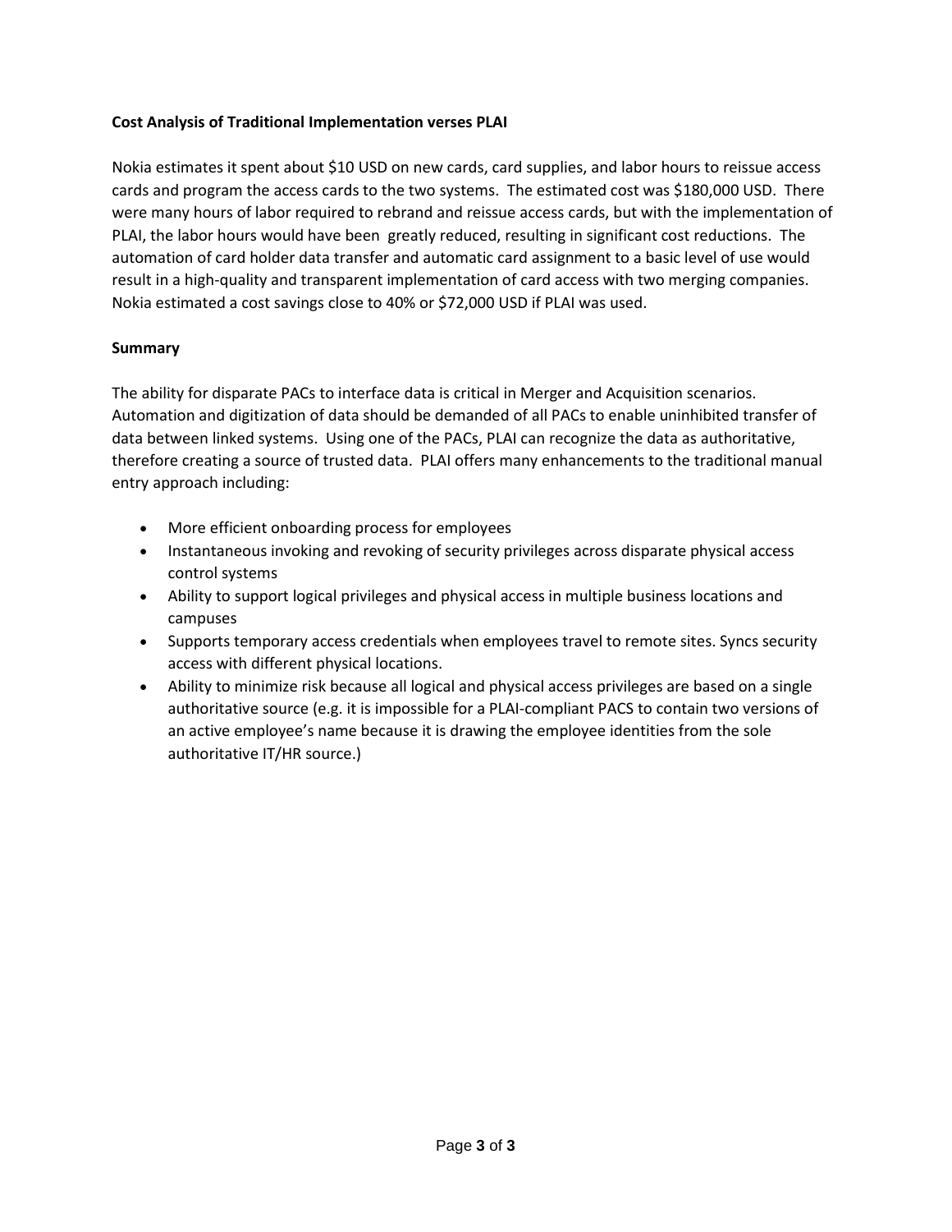**Cost Analysis of Traditional Implementation verses PLAI**

Nokia estimates it spent about $10 USD on new cards, card supplies, and labor hours to reissue access cards and program the access cards to the two systems. The estimated cost was $180,000 USD. There were many hours of labor required to rebrand and reissue access cards, but with the implementation of PLAI, the labor hours would have been greatly reduced, resulting in significant cost reductions. The automation of card holder data transfer and automatic card assignment to a basic level of use would result in a high-quality and transparent implementation of card access with two merging companies. Nokia estimated a cost savings close to 40% or $72,000 USD if PLAI was used.

**Summary**

The ability for disparate PACs to interface data is critical in Merger and Acquisition scenarios. Automation and digitization of data should be demanded of all PACs to enable uninhibited transfer of data between linked systems. Using one of the PACs, PLAI can recognize the data as authoritative, therefore creating a source of trusted data. PLAI offers many enhancements to the traditional manual entry approach including:

- More efficient onboarding process for employees
- Instantaneous invoking and revoking of security privileges across disparate physical access control systems
- Ability to support logical privileges and physical access in multiple business locations and campuses
- Supports temporary access credentials when employees travel to remote sites. Syncs security access with different physical locations.
- Ability to minimize risk because all logical and physical access privileges are based on a single authoritative source (e.g. it is impossible for a PLAI-compliant PACS to contain two versions of an active employee's name because it is drawing the employee identities from the sole authoritative IT/HR source.)